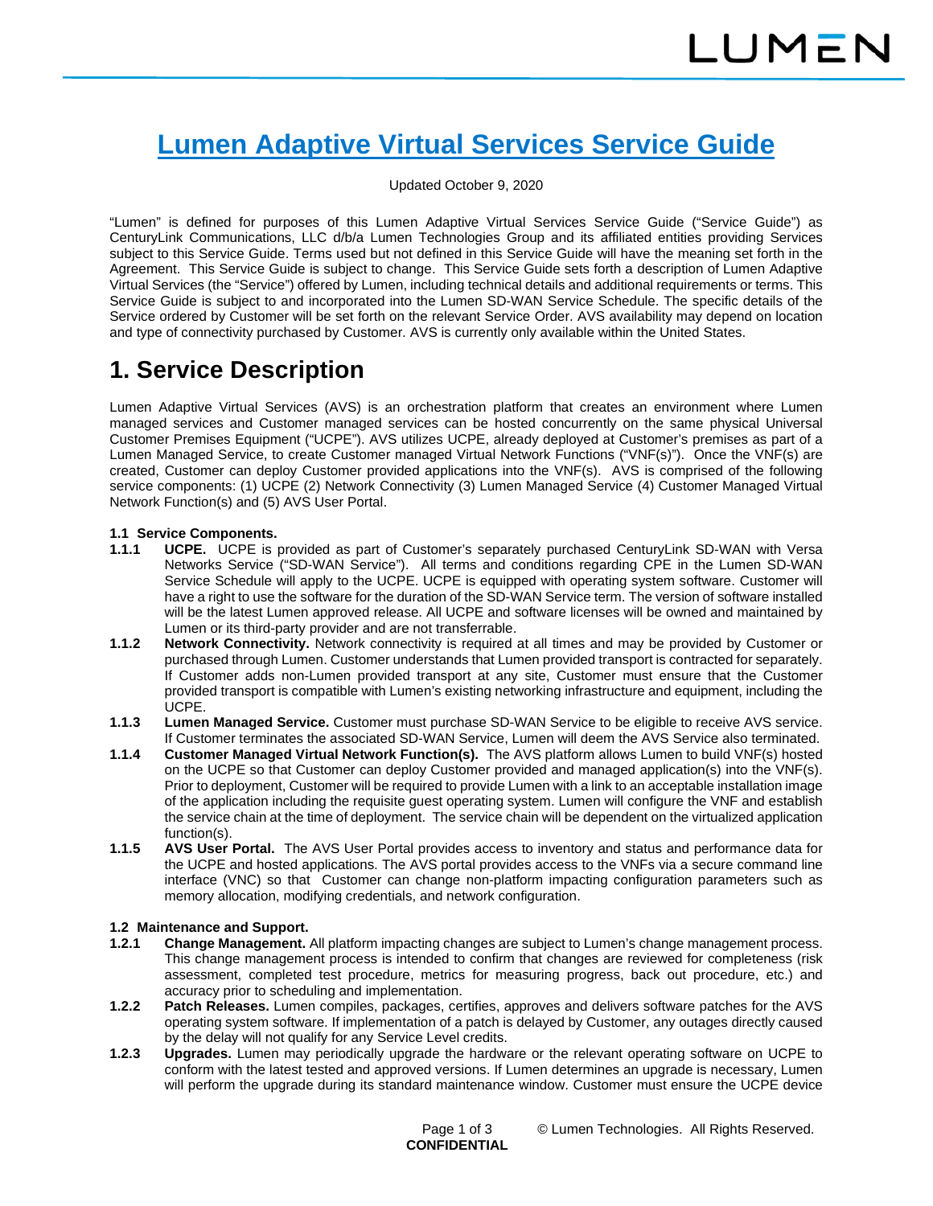# Lumen Adaptive Virtual Services Service Guide

Updated October 9, 2020

"Lumen" is defined for purposes of this Lumen Adaptive Virtual Services Service Guide ("Service Guide") as CenturyLink Communications, LLC d/b/a Lumen Technologies Group and its affiliated entities providing Services subject to this Service Guide. Terms used but not defined in this Service Guide will have the meaning set forth in the Agreement. This Service Guide is subject to change. This Service Guide sets forth a description of Lumen Adaptive Virtual Services (the "Service") offered by Lumen, including technical details and additional requirements or terms. This Service Guide is subject to and incorporated into the Lumen SD-WAN Service Schedule. The specific details of the Service ordered by Customer will be set forth on the relevant Service Order. AVS availability may depend on location and type of connectivity purchased by Customer. AVS is currently only available within the United States.

## 1. Service Description

Lumen Adaptive Virtual Services (AVS) is an orchestration platform that creates an environment where Lumen managed services and Customer managed services can be hosted concurrently on the same physical Universal Customer Premises Equipment ("UCPE"). AVS utilizes UCPE, already deployed at Customer's premises as part of a Lumen Managed Service, to create Customer managed Virtual Network Functions ("VNF(s)"). Once the VNF(s) are created, Customer can deploy Customer provided applications into the VNF(s). AVS is comprised of the following service components: (1) UCPE (2) Network Connectivity (3) Lumen Managed Service (4) Customer Managed Virtual Network Function(s) and (5) AVS User Portal.

**1.1 Service Components.**

**1.1.1 UCPE.** UCPE is provided as part of Customer's separately purchased CenturyLink SD-WAN with Versa Networks Service ("SD-WAN Service"). All terms and conditions regarding CPE in the Lumen SD-WAN Service Schedule will apply to the UCPE. UCPE is equipped with operating system software. Customer will have a right to use the software for the duration of the SD-WAN Service term. The version of software installed will be the latest Lumen approved release. All UCPE and software licenses will be owned and maintained by Lumen or its third-party provider and are not transferrable.

**1.1.2 Network Connectivity.** Network connectivity is required at all times and may be provided by Customer or purchased through Lumen. Customer understands that Lumen provided transport is contracted for separately. If Customer adds non-Lumen provided transport at any site, Customer must ensure that the Customer provided transport is compatible with Lumen's existing networking infrastructure and equipment, including the UCPE.

**1.1.3 Lumen Managed Service.** Customer must purchase SD-WAN Service to be eligible to receive AVS service. If Customer terminates the associated SD-WAN Service, Lumen will deem the AVS Service also terminated.

**1.1.4 Customer Managed Virtual Network Function(s).** The AVS platform allows Lumen to build VNF(s) hosted on the UCPE so that Customer can deploy Customer provided and managed application(s) into the VNF(s). Prior to deployment, Customer will be required to provide Lumen with a link to an acceptable installation image of the application including the requisite guest operating system. Lumen will configure the VNF and establish the service chain at the time of deployment. The service chain will be dependent on the virtualized application function(s).

**1.1.5 AVS User Portal.** The AVS User Portal provides access to inventory and status and performance data for the UCPE and hosted applications. The AVS portal provides access to the VNFs via a secure command line interface (VNC) so that Customer can change non-platform impacting configuration parameters such as memory allocation, modifying credentials, and network configuration.

**1.2 Maintenance and Support.**

**1.2.1 Change Management.** All platform impacting changes are subject to Lumen's change management process. This change management process is intended to confirm that changes are reviewed for completeness (risk assessment, completed test procedure, metrics for measuring progress, back out procedure, etc.) and accuracy prior to scheduling and implementation.

**1.2.2 Patch Releases.** Lumen compiles, packages, certifies, approves and delivers software patches for the AVS operating system software. If implementation of a patch is delayed by Customer, any outages directly caused by the delay will not qualify for any Service Level credits.

**1.2.3 Upgrades.** Lumen may periodically upgrade the hardware or the relevant operating software on UCPE to conform with the latest tested and approved versions. If Lumen determines an upgrade is necessary, Lumen will perform the upgrade during its standard maintenance window. Customer must ensure the UCPE device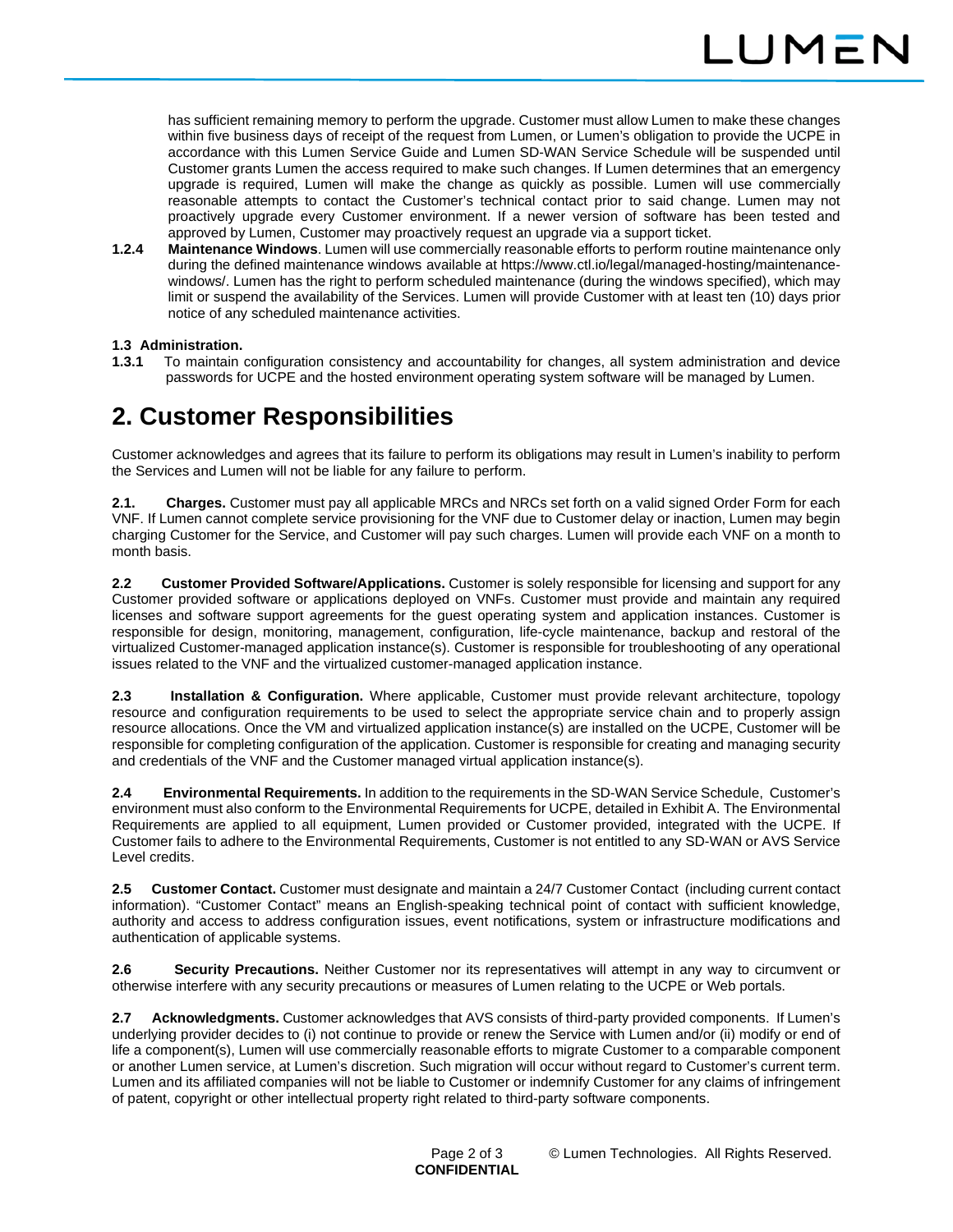has sufficient remaining memory to perform the upgrade. Customer must allow Lumen to make these changes within five business days of receipt of the request from Lumen, or Lumen's obligation to provide the UCPE in accordance with this Lumen Service Guide and Lumen SD-WAN Service Schedule will be suspended until Customer grants Lumen the access required to make such changes. If Lumen determines that an emergency upgrade is required, Lumen will make the change as quickly as possible. Lumen will use commercially reasonable attempts to contact the Customer's technical contact prior to said change. Lumen may not proactively upgrade every Customer environment. If a newer version of software has been tested and approved by Lumen, Customer may proactively request an upgrade via a support ticket.

**1.2.4 Maintenance Windows**. Lumen will use commercially reasonable efforts to perform routine maintenance only during the defined maintenance windows available at https://www.ctl.io/legal/managed-hosting/maintenance-windows/. Lumen has the right to perform scheduled maintenance (during the windows specified), which may limit or suspend the availability of the Services. Lumen will provide Customer with at least ten (10) days prior notice of any scheduled maintenance activities.

**1.3 Administration.**

**1.3.1** To maintain configuration consistency and accountability for changes, all system administration and device passwords for UCPE and the hosted environment operating system software will be managed by Lumen.

# 2. Customer Responsibilities

Customer acknowledges and agrees that its failure to perform its obligations may result in Lumen's inability to perform the Services and Lumen will not be liable for any failure to perform.

**2.1. Charges.** Customer must pay all applicable MRCs and NRCs set forth on a valid signed Order Form for each VNF. If Lumen cannot complete service provisioning for the VNF due to Customer delay or inaction, Lumen may begin charging Customer for the Service, and Customer will pay such charges. Lumen will provide each VNF on a month to month basis.

**2.2 Customer Provided Software/Applications.** Customer is solely responsible for licensing and support for any Customer provided software or applications deployed on VNFs. Customer must provide and maintain any required licenses and software support agreements for the guest operating system and application instances. Customer is responsible for design, monitoring, management, configuration, life-cycle maintenance, backup and restoral of the virtualized Customer-managed application instance(s). Customer is responsible for troubleshooting of any operational issues related to the VNF and the virtualized customer-managed application instance.

**2.3 Installation & Configuration.** Where applicable, Customer must provide relevant architecture, topology resource and configuration requirements to be used to select the appropriate service chain and to properly assign resource allocations. Once the VM and virtualized application instance(s) are installed on the UCPE, Customer will be responsible for completing configuration of the application. Customer is responsible for creating and managing security and credentials of the VNF and the Customer managed virtual application instance(s).

**2.4 Environmental Requirements.** In addition to the requirements in the SD-WAN Service Schedule, Customer's environment must also conform to the Environmental Requirements for UCPE, detailed in Exhibit A. The Environmental Requirements are applied to all equipment, Lumen provided or Customer provided, integrated with the UCPE. If Customer fails to adhere to the Environmental Requirements, Customer is not entitled to any SD-WAN or AVS Service Level credits.

**2.5 Customer Contact.** Customer must designate and maintain a 24/7 Customer Contact (including current contact information). "Customer Contact" means an English-speaking technical point of contact with sufficient knowledge, authority and access to address configuration issues, event notifications, system or infrastructure modifications and authentication of applicable systems.

**2.6 Security Precautions.** Neither Customer nor its representatives will attempt in any way to circumvent or otherwise interfere with any security precautions or measures of Lumen relating to the UCPE or Web portals.

**2.7 Acknowledgments.** Customer acknowledges that AVS consists of third-party provided components. If Lumen's underlying provider decides to (i) not continue to provide or renew the Service with Lumen and/or (ii) modify or end of life a component(s), Lumen will use commercially reasonable efforts to migrate Customer to a comparable component or another Lumen service, at Lumen's discretion. Such migration will occur without regard to Customer's current term. Lumen and its affiliated companies will not be liable to Customer or indemnify Customer for any claims of infringement of patent, copyright or other intellectual property right related to third-party software components.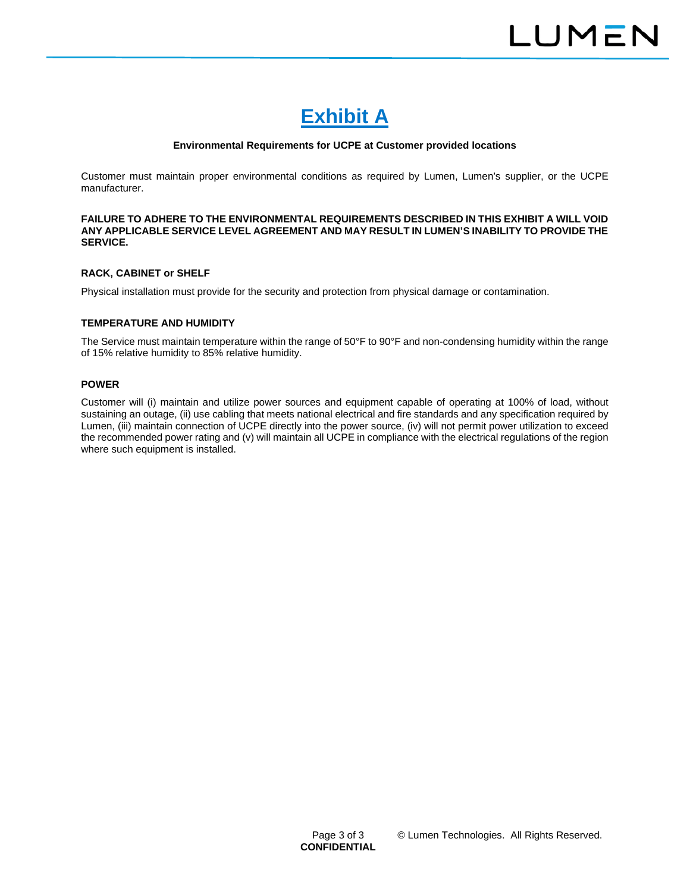# Exhibit A

**Environmental Requirements for UCPE at Customer provided locations**

Customer must maintain proper environmental conditions as required by Lumen, Lumen's supplier, or the UCPE manufacturer.

**FAILURE TO ADHERE TO THE ENVIRONMENTAL REQUIREMENTS DESCRIBED IN THIS EXHIBIT A WILL VOID ANY APPLICABLE SERVICE LEVEL AGREEMENT AND MAY RESULT IN LUMEN'S INABILITY TO PROVIDE THE SERVICE.**

### RACK, CABINET or SHELF

Physical installation must provide for the security and protection from physical damage or contamination.

### TEMPERATURE AND HUMIDITY

The Service must maintain temperature within the range of 50°F to 90°F and non-condensing humidity within the range of 15% relative humidity to 85% relative humidity.

### POWER

Customer will (i) maintain and utilize power sources and equipment capable of operating at 100% of load, without sustaining an outage, (ii) use cabling that meets national electrical and fire standards and any specification required by Lumen, (iii) maintain connection of UCPE directly into the power source, (iv) will not permit power utilization to exceed the recommended power rating and (v) will maintain all UCPE in compliance with the electrical regulations of the region where such equipment is installed.

**CONFIDENTIAL**

© Lumen Technologies. All Rights Reserved.